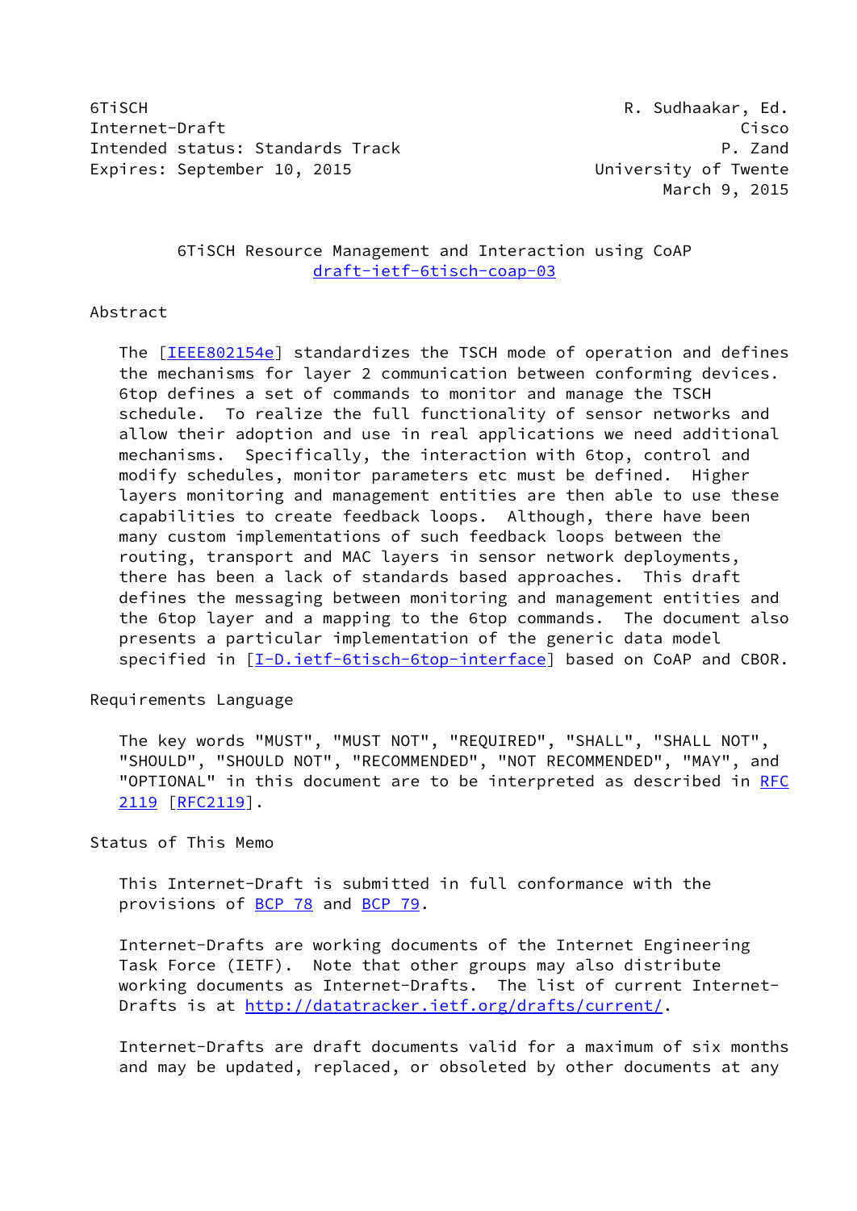6TiSCH R. Sudhaakar, Ed.
Internet-Draft Cisco
Intended status: Standards Track P. Zand
Expires: September 10, 2015 University of Twente
March 9, 2015

# 6TiSCH Resource Management and Interaction using CoAP
draft-ietf-6tisch-coap-03

## Abstract

The [IEEE802154e] standardizes the TSCH mode of operation and defines the mechanisms for layer 2 communication between conforming devices. 6top defines a set of commands to monitor and manage the TSCH schedule. To realize the full functionality of sensor networks and allow their adoption and use in real applications we need additional mechanisms. Specifically, the interaction with 6top, control and modify schedules, monitor parameters etc must be defined. Higher layers monitoring and management entities are then able to use these capabilities to create feedback loops. Although, there have been many custom implementations of such feedback loops between the routing, transport and MAC layers in sensor network deployments, there has been a lack of standards based approaches. This draft defines the messaging between monitoring and management entities and the 6top layer and a mapping to the 6top commands. The document also presents a particular implementation of the generic data model specified in [I-D.ietf-6tisch-6top-interface] based on CoAP and CBOR.

## Requirements Language

The key words "MUST", "MUST NOT", "REQUIRED", "SHALL", "SHALL NOT", "SHOULD", "SHOULD NOT", "RECOMMENDED", "NOT RECOMMENDED", "MAY", and "OPTIONAL" in this document are to be interpreted as described in RFC 2119 [RFC2119].

## Status of This Memo

This Internet-Draft is submitted in full conformance with the provisions of BCP 78 and BCP 79.

Internet-Drafts are working documents of the Internet Engineering Task Force (IETF). Note that other groups may also distribute working documents as Internet-Drafts. The list of current Internet-Drafts is at http://datatracker.ietf.org/drafts/current/.

Internet-Drafts are draft documents valid for a maximum of six months and may be updated, replaced, or obsoleted by other documents at any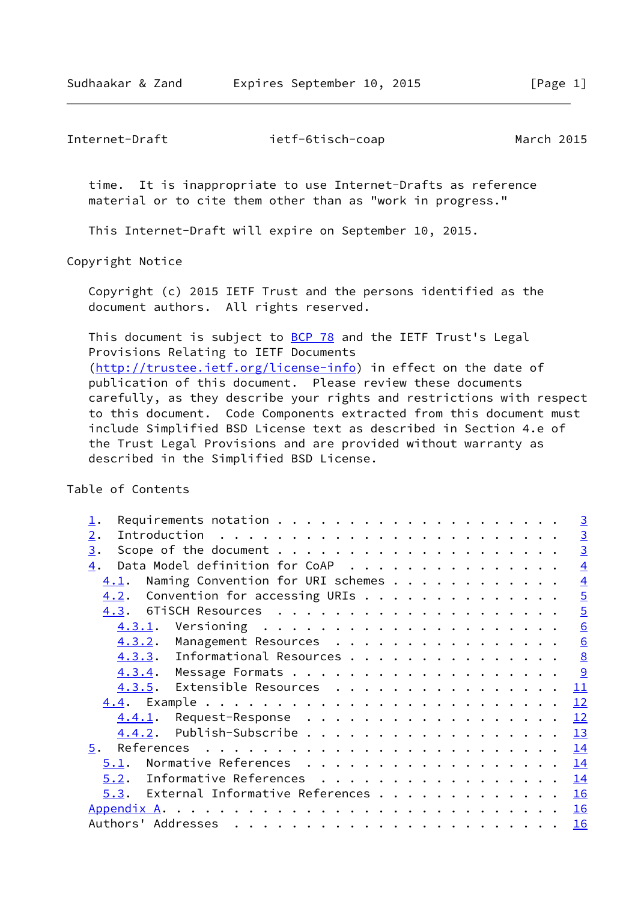time. It is inappropriate to use Internet-Drafts as reference material or to cite them other than as "work in progress."

This Internet-Draft will expire on September 10, 2015.

## Copyright Notice

Copyright (c) 2015 IETF Trust and the persons identified as the document authors. All rights reserved.

This document is subject to BCP 78 and the IETF Trust's Legal Provisions Relating to IETF Documents (http://trustee.ietf.org/license-info) in effect on the date of publication of this document. Please review these documents carefully, as they describe your rights and restrictions with respect to this document. Code Components extracted from this document must include Simplified BSD License text as described in Section 4.e of the Trust Legal Provisions and are provided without warranty as described in the Simplified BSD License.

## Table of Contents

- 1. Requirements notation . . . . . . . . . . . . . . . . . . . . . 3
- 2. Introduction . . . . . . . . . . . . . . . . . . . . . . . . . 3
- 3. Scope of the document . . . . . . . . . . . . . . . . . . . . . 3
- 4. Data Model definition for CoAP . . . . . . . . . . . . . . . . 4
  - 4.1. Naming Convention for URI schemes . . . . . . . . . . . . 4
  - 4.2. Convention for accessing URIs . . . . . . . . . . . . . . 5
  - 4.3. 6TiSCH Resources . . . . . . . . . . . . . . . . . . . . . 5
    - 4.3.1. Versioning . . . . . . . . . . . . . . . . . . . . . . 6
    - 4.3.2. Management Resources . . . . . . . . . . . . . . . . . 6
    - 4.3.3. Informational Resources . . . . . . . . . . . . . . . . 8
    - 4.3.4. Message Formats . . . . . . . . . . . . . . . . . . . 9
    - 4.3.5. Extensible Resources . . . . . . . . . . . . . . . . . 11
  - 4.4. Example . . . . . . . . . . . . . . . . . . . . . . . . . 12
    - 4.4.1. Request-Response . . . . . . . . . . . . . . . . . . . 12
    - 4.4.2. Publish-Subscribe . . . . . . . . . . . . . . . . . . 13
- 5. References . . . . . . . . . . . . . . . . . . . . . . . . . . 14
  - 5.1. Normative References . . . . . . . . . . . . . . . . . . . 14
  - 5.2. Informative References . . . . . . . . . . . . . . . . . . 14
  - 5.3. External Informative References . . . . . . . . . . . . . 16
- Appendix A. . . . . . . . . . . . . . . . . . . . . . . . . . . . 16
- Authors' Addresses . . . . . . . . . . . . . . . . . . . . . . . . 16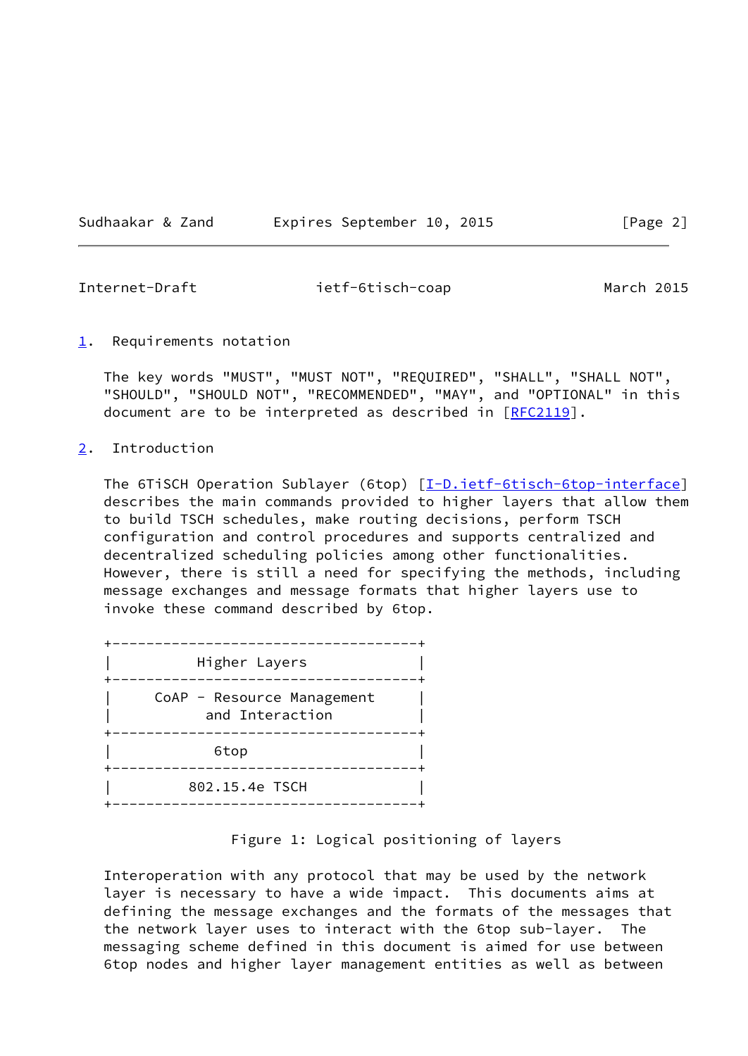## 1. Requirements notation

The key words "MUST", "MUST NOT", "REQUIRED", "SHALL", "SHALL NOT", "SHOULD", "SHOULD NOT", "RECOMMENDED", "MAY", and "OPTIONAL" in this document are to be interpreted as described in [RFC2119].

## 2. Introduction

The 6TiSCH Operation Sublayer (6top) [I-D.ietf-6tisch-6top-interface] describes the main commands provided to higher layers that allow them to build TSCH schedules, make routing decisions, perform TSCH configuration and control procedures and supports centralized and decentralized scheduling policies among other functionalities. However, there is still a need for specifying the methods, including message exchanges and message formats that higher layers use to invoke these command described by 6top.

```
+------------------------------------+
|          Higher Layers             |
+------------------------------------+
|     CoAP - Resource Management     |
|           and Interaction          |
+------------------------------------+
|            6top                    |
+------------------------------------+
|          802.15.4e TSCH            |
+------------------------------------+
```

Figure 1: Logical positioning of layers

Interoperation with any protocol that may be used by the network layer is necessary to have a wide impact. This documents aims at defining the message exchanges and the formats of the messages that the network layer uses to interact with the 6top sub-layer. The messaging scheme defined in this document is aimed for use between 6top nodes and higher layer management entities as well as between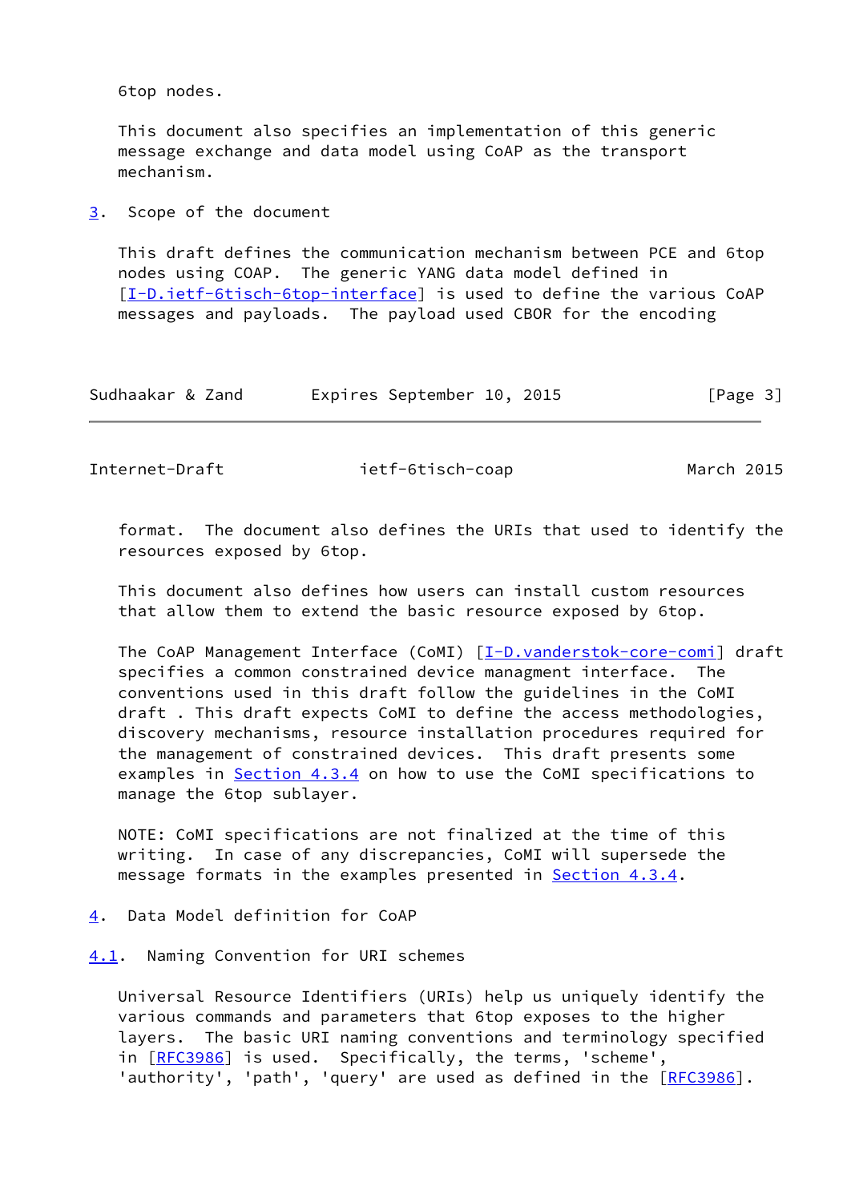6top nodes.

This document also specifies an implementation of this generic message exchange and data model using CoAP as the transport mechanism.

## 3. Scope of the document

This draft defines the communication mechanism between PCE and 6top nodes using COAP. The generic YANG data model defined in [I-D.ietf-6tisch-6top-interface] is used to define the various CoAP messages and payloads. The payload used CBOR for the encoding format. The document also defines the URIs that used to identify the resources exposed by 6top.

This document also defines how users can install custom resources that allow them to extend the basic resource exposed by 6top.

The CoAP Management Interface (CoMI) [I-D.vanderstok-core-comi] draft specifies a common constrained device managment interface. The conventions used in this draft follow the guidelines in the CoMI draft . This draft expects CoMI to define the access methodologies, discovery mechanisms, resource installation procedures required for the management of constrained devices. This draft presents some examples in Section 4.3.4 on how to use the CoMI specifications to manage the 6top sublayer.

NOTE: CoMI specifications are not finalized at the time of this writing. In case of any discrepancies, CoMI will supersede the message formats in the examples presented in Section 4.3.4.

## 4. Data Model definition for CoAP

### 4.1. Naming Convention for URI schemes

Universal Resource Identifiers (URIs) help us uniquely identify the various commands and parameters that 6top exposes to the higher layers. The basic URI naming conventions and terminology specified in [RFC3986] is used. Specifically, the terms, 'scheme', 'authority', 'path', 'query' are used as defined in the [RFC3986].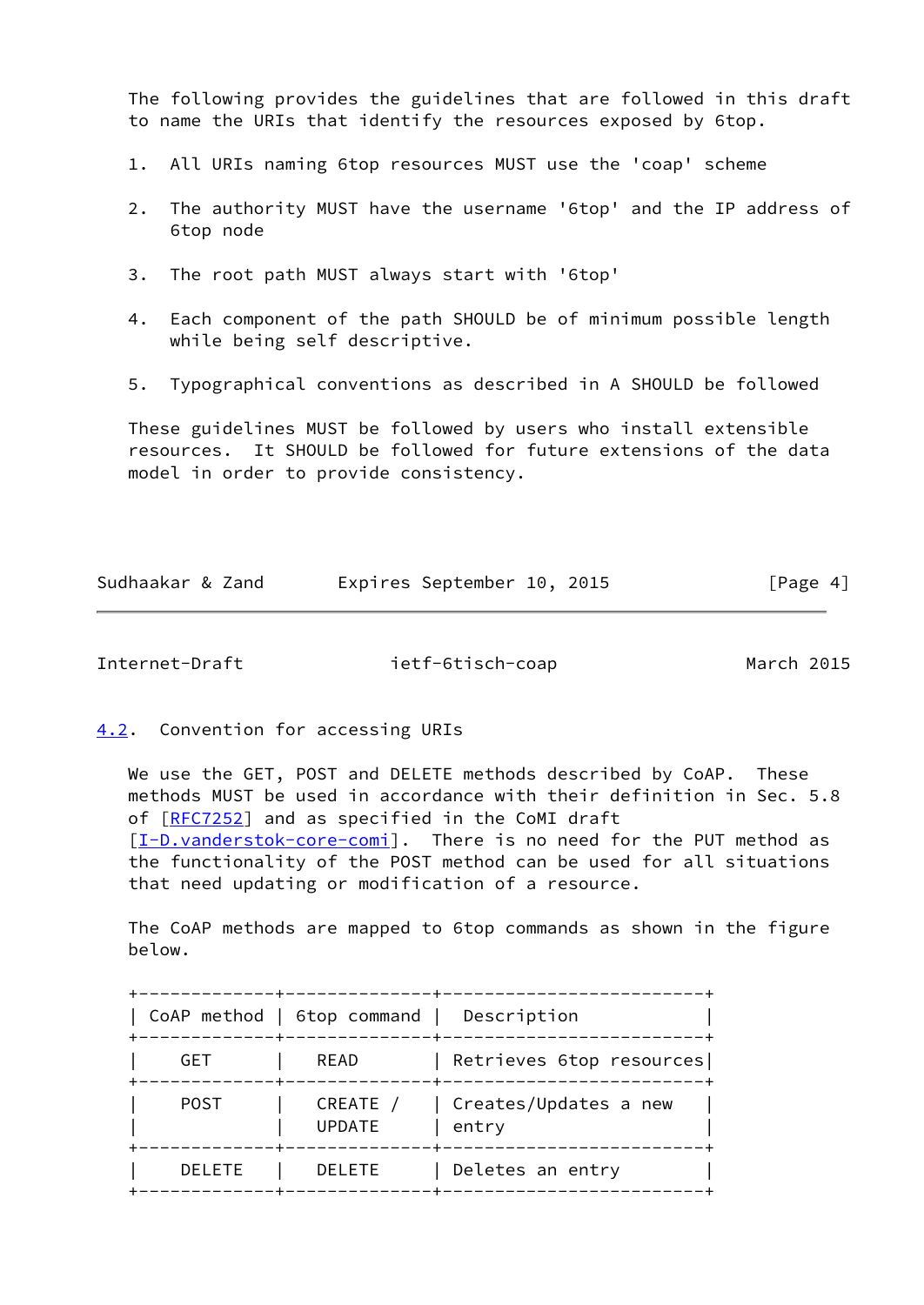The following provides the guidelines that are followed in this draft to name the URIs that identify the resources exposed by 6top.

1. All URIs naming 6top resources MUST use the 'coap' scheme

2. The authority MUST have the username '6top' and the IP address of 6top node

3. The root path MUST always start with '6top'

4. Each component of the path SHOULD be of minimum possible length while being self descriptive.

5. Typographical conventions as described in A SHOULD be followed

These guidelines MUST be followed by users who install extensible resources. It SHOULD be followed for future extensions of the data model in order to provide consistency.

## 4.2. Convention for accessing URIs

We use the GET, POST and DELETE methods described by CoAP. These methods MUST be used in accordance with their definition in Sec. 5.8 of [RFC7252] and as specified in the CoMI draft [I-D.vanderstok-core-comi]. There is no need for the PUT method as the functionality of the POST method can be used for all situations that need updating or modification of a resource.

The CoAP methods are mapped to 6top commands as shown in the figure below.

| CoAP method | 6top command | Description |
|---|---|---|
| GET | READ | Retrieves 6top resources |
| POST | CREATE / UPDATE | Creates/Updates a new entry |
| DELETE | DELETE | Deletes an entry |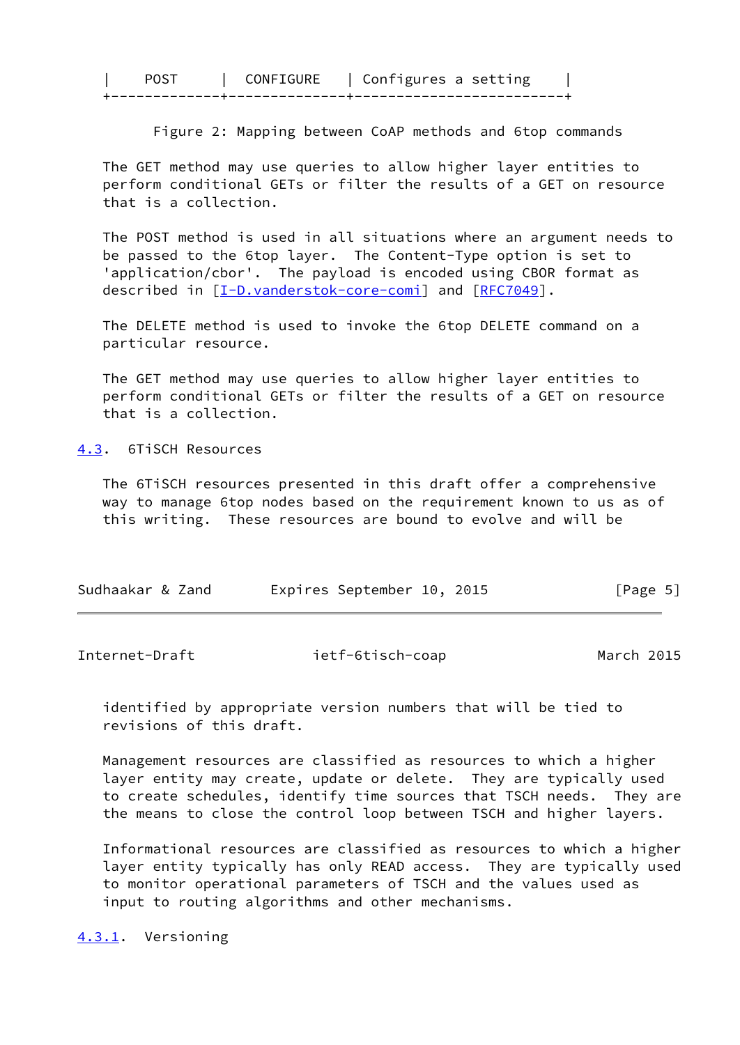| POST | CONFIGURE | Configures a setting |
|---|---|---|

Figure 2: Mapping between CoAP methods and 6top commands

The GET method may use queries to allow higher layer entities to perform conditional GETs or filter the results of a GET on resource that is a collection.

The POST method is used in all situations where an argument needs to be passed to the 6top layer. The Content-Type option is set to 'application/cbor'. The payload is encoded using CBOR format as described in [I-D.vanderstok-core-comi] and [RFC7049].

The DELETE method is used to invoke the 6top DELETE command on a particular resource.

The GET method may use queries to allow higher layer entities to perform conditional GETs or filter the results of a GET on resource that is a collection.

## 4.3. 6TiSCH Resources

The 6TiSCH resources presented in this draft offer a comprehensive way to manage 6top nodes based on the requirement known to us as of this writing. These resources are bound to evolve and will be identified by appropriate version numbers that will be tied to revisions of this draft.

Management resources are classified as resources to which a higher layer entity may create, update or delete. They are typically used to create schedules, identify time sources that TSCH needs. They are the means to close the control loop between TSCH and higher layers.

Informational resources are classified as resources to which a higher layer entity typically has only READ access. They are typically used to monitor operational parameters of TSCH and the values used as input to routing algorithms and other mechanisms.

### 4.3.1. Versioning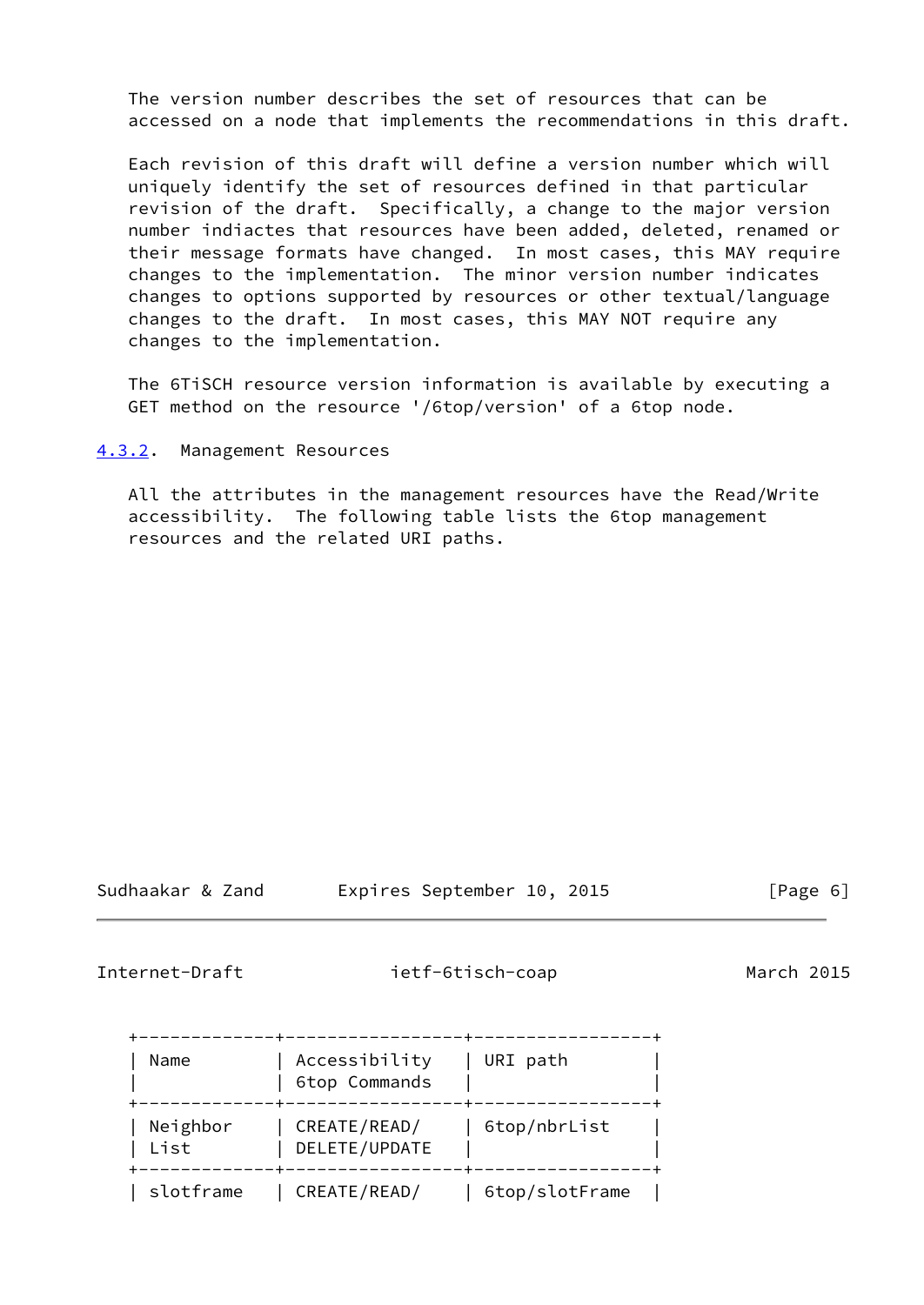The version number describes the set of resources that can be accessed on a node that implements the recommendations in this draft.

Each revision of this draft will define a version number which will uniquely identify the set of resources defined in that particular revision of the draft. Specifically, a change to the major version number indiactes that resources have been added, deleted, renamed or their message formats have changed. In most cases, this MAY require changes to the implementation. The minor version number indicates changes to options supported by resources or other textual/language changes to the draft. In most cases, this MAY NOT require any changes to the implementation.

The 6TiSCH resource version information is available by executing a GET method on the resource '/6top/version' of a 6top node.

### 4.3.2. Management Resources

All the attributes in the management resources have the Read/Write accessibility. The following table lists the 6top management resources and the related URI paths.

| Name | Accessibility 6top Commands | URI path |
|---|---|---|
| Neighbor List | CREATE/READ/ DELETE/UPDATE | 6top/nbrList |
| slotframe | CREATE/READ/ | 6top/slotFrame |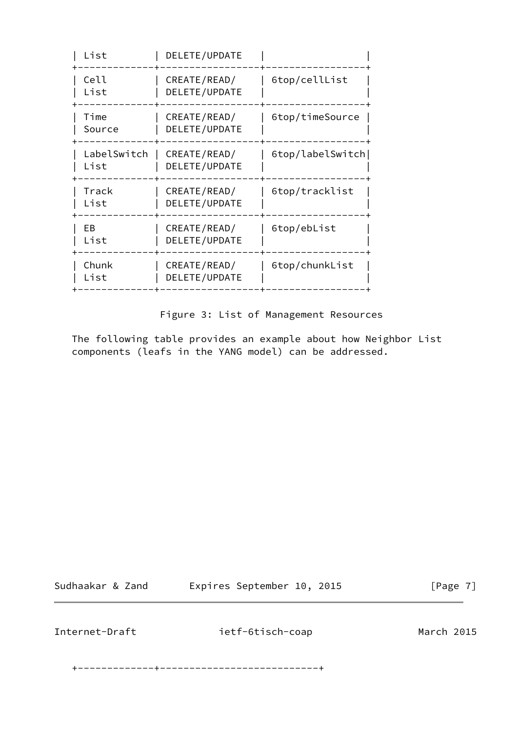| | | |
|---|---|---|
| List | DELETE/UPDATE | |
| Cell List | CREATE/READ/ DELETE/UPDATE | 6top/cellList |
| Time Source | CREATE/READ/ DELETE/UPDATE | 6top/timeSource |
| LabelSwitch List | CREATE/READ/ DELETE/UPDATE | 6top/labelSwitch |
| Track List | CREATE/READ/ DELETE/UPDATE | 6top/tracklist |
| EB List | CREATE/READ/ DELETE/UPDATE | 6top/ebList |
| Chunk List | CREATE/READ/ DELETE/UPDATE | 6top/chunkList |

Figure 3: List of Management Resources

The following table provides an example about how Neighbor List components (leafs in the YANG model) can be addressed.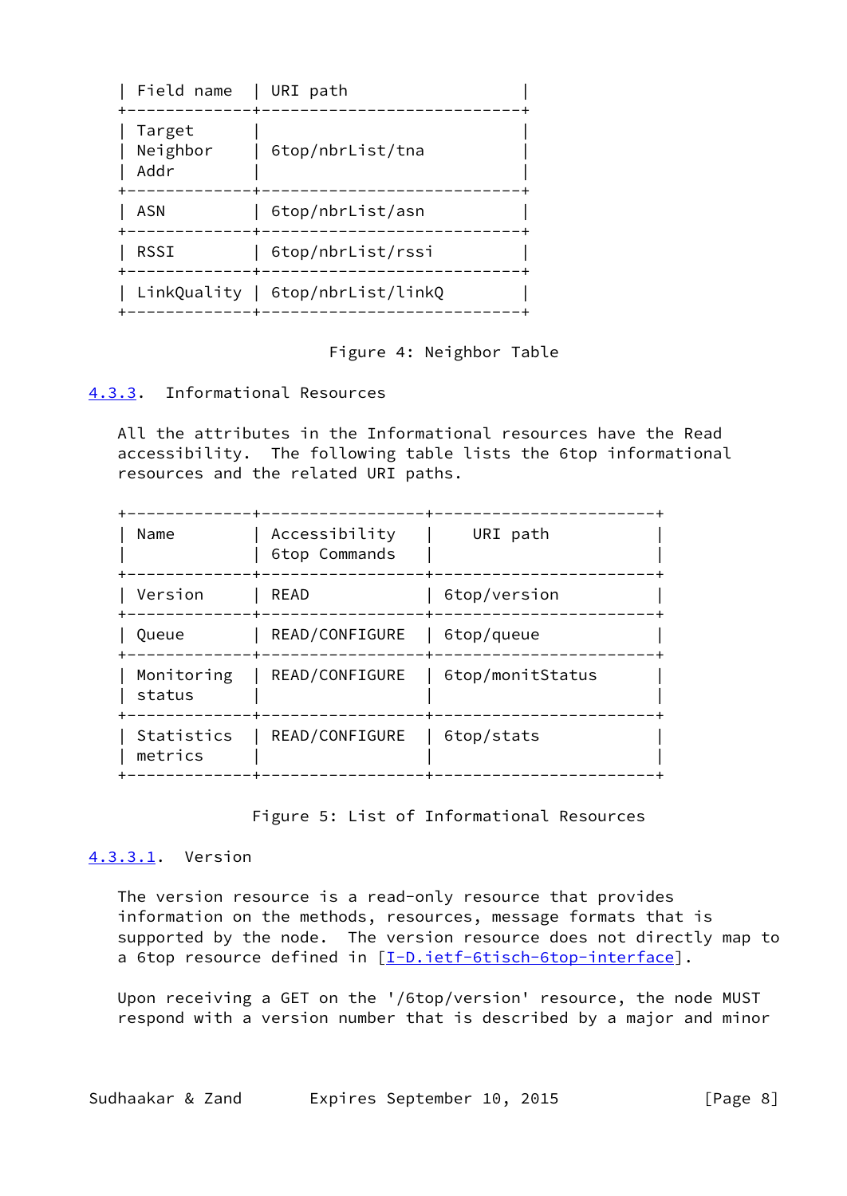| Field name | URI path |
| --- | --- |
| Target Neighbor Addr | 6top/nbrList/tna |
| ASN | 6top/nbrList/asn |
| RSSI | 6top/nbrList/rssi |
| LinkQuality | 6top/nbrList/linkQ |

Figure 4: Neighbor Table

### 4.3.3. Informational Resources

All the attributes in the Informational resources have the Read accessibility. The following table lists the 6top informational resources and the related URI paths.

| Name | Accessibility 6top Commands | URI path |
| --- | --- | --- |
| Version | READ | 6top/version |
| Queue | READ/CONFIGURE | 6top/queue |
| Monitoring status | READ/CONFIGURE | 6top/monitStatus |
| Statistics metrics | READ/CONFIGURE | 6top/stats |

Figure 5: List of Informational Resources

#### 4.3.3.1. Version

The version resource is a read-only resource that provides information on the methods, resources, message formats that is supported by the node. The version resource does not directly map to a 6top resource defined in [I-D.ietf-6tisch-6top-interface].

Upon receiving a GET on the '/6top/version' resource, the node MUST respond with a version number that is described by a major and minor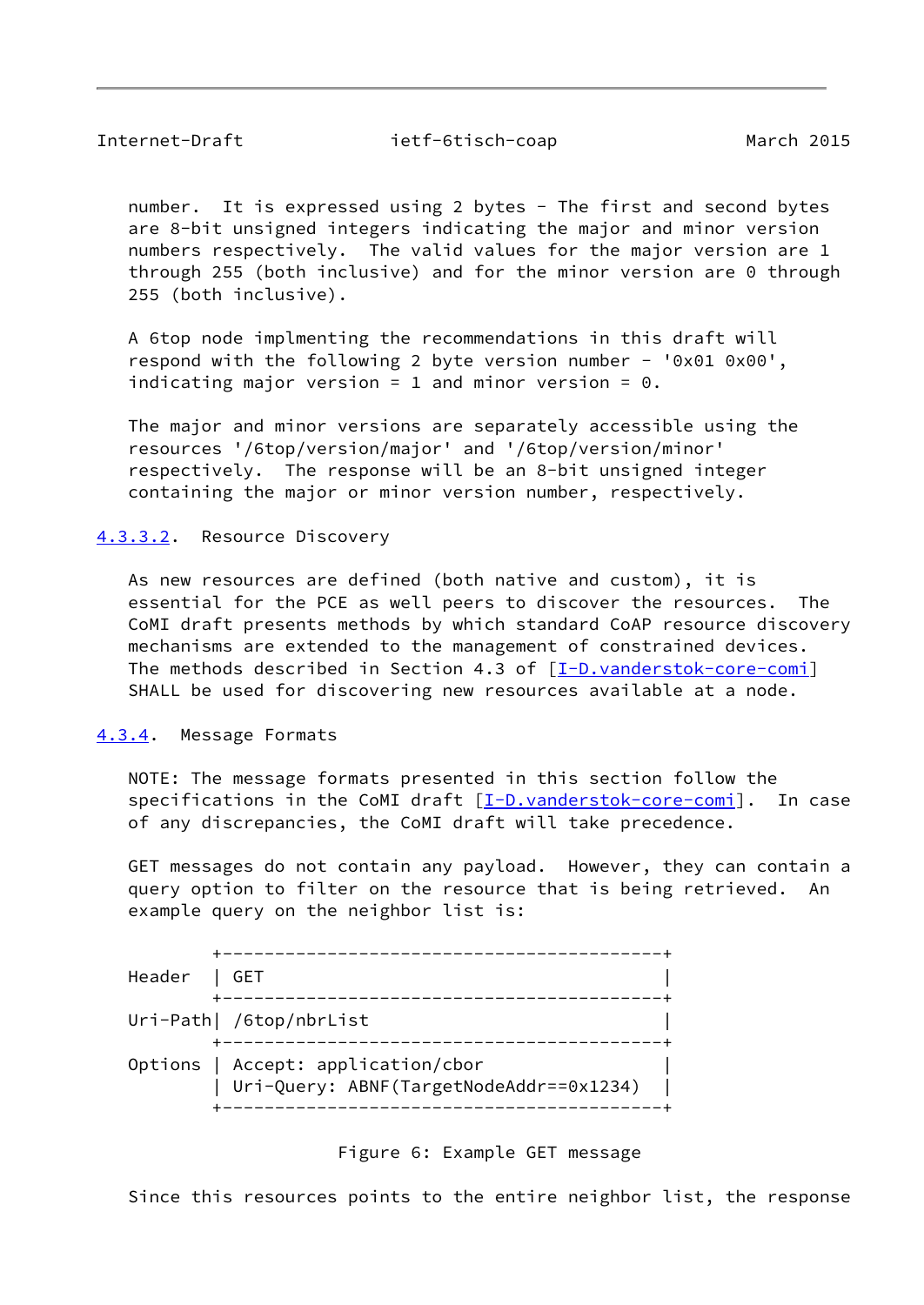number. It is expressed using 2 bytes - The first and second bytes are 8-bit unsigned integers indicating the major and minor version numbers respectively. The valid values for the major version are 1 through 255 (both inclusive) and for the minor version are 0 through 255 (both inclusive).

A 6top node implmenting the recommendations in this draft will respond with the following 2 byte version number - '0x01 0x00', indicating major version = 1 and minor version = 0.

The major and minor versions are separately accessible using the resources '/6top/version/major' and '/6top/version/minor' respectively. The response will be an 8-bit unsigned integer containing the major or minor version number, respectively.

#### 4.3.3.2. Resource Discovery

As new resources are defined (both native and custom), it is essential for the PCE as well peers to discover the resources. The CoMI draft presents methods by which standard CoAP resource discovery mechanisms are extended to the management of constrained devices. The methods described in Section 4.3 of [I-D.vanderstok-core-comi] SHALL be used for discovering new resources available at a node.

### 4.3.4. Message Formats

NOTE: The message formats presented in this section follow the specifications in the CoMI draft [I-D.vanderstok-core-comi]. In case of any discrepancies, the CoMI draft will take precedence.

GET messages do not contain any payload. However, they can contain a query option to filter on the resource that is being retrieved. An example query on the neighbor list is:

```
         +-----------------------------------------+
Header   | GET                                     |
         +-----------------------------------------+
Uri-Path| /6top/nbrList                            |
         +-----------------------------------------+
Options  | Accept: application/cbor                |
         | Uri-Query: ABNF(TargetNodeAddr==0x1234) |
         +-----------------------------------------+
```

Figure 6: Example GET message

Since this resources points to the entire neighbor list, the response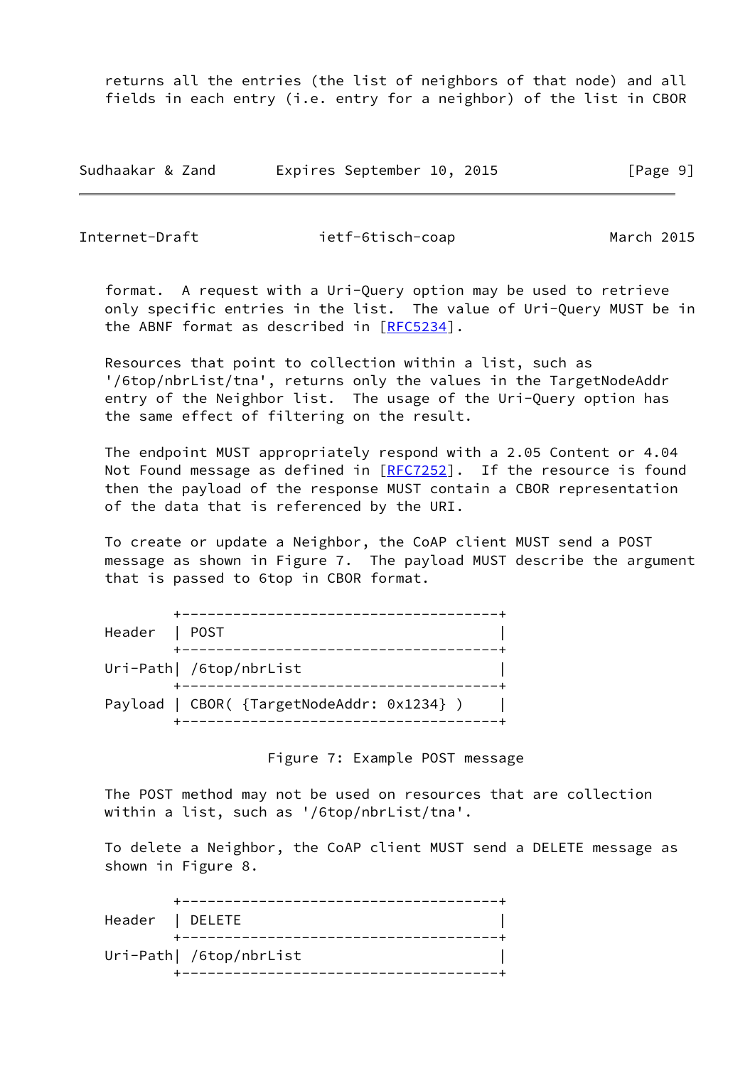returns all the entries (the list of neighbors of that node) and all fields in each entry (i.e. entry for a neighbor) of the list in CBOR format. A request with a Uri-Query option may be used to retrieve only specific entries in the list. The value of Uri-Query MUST be in the ABNF format as described in [RFC5234].

Resources that point to collection within a list, such as '/6top/nbrList/tna', returns only the values in the TargetNodeAddr entry of the Neighbor list. The usage of the Uri-Query option has the same effect of filtering on the result.

The endpoint MUST appropriately respond with a 2.05 Content or 4.04 Not Found message as defined in [RFC7252]. If the resource is found then the payload of the response MUST contain a CBOR representation of the data that is referenced by the URI.

To create or update a Neighbor, the CoAP client MUST send a POST message as shown in Figure 7. The payload MUST describe the argument that is passed to 6top in CBOR format.

```
        +-------------------------------------+
Header  | POST                                |
        +-------------------------------------+
Uri-Path| /6top/nbrList                       |
        +-------------------------------------+
Payload | CBOR( {TargetNodeAddr: 0x1234} )    |
        +-------------------------------------+
```

Figure 7: Example POST message

The POST method may not be used on resources that are collection within a list, such as '/6top/nbrList/tna'.

To delete a Neighbor, the CoAP client MUST send a DELETE message as shown in Figure 8.

```
        +-------------------------------------+
Header  | DELETE                              |
        +-------------------------------------+
Uri-Path| /6top/nbrList                       |
        +-------------------------------------+
```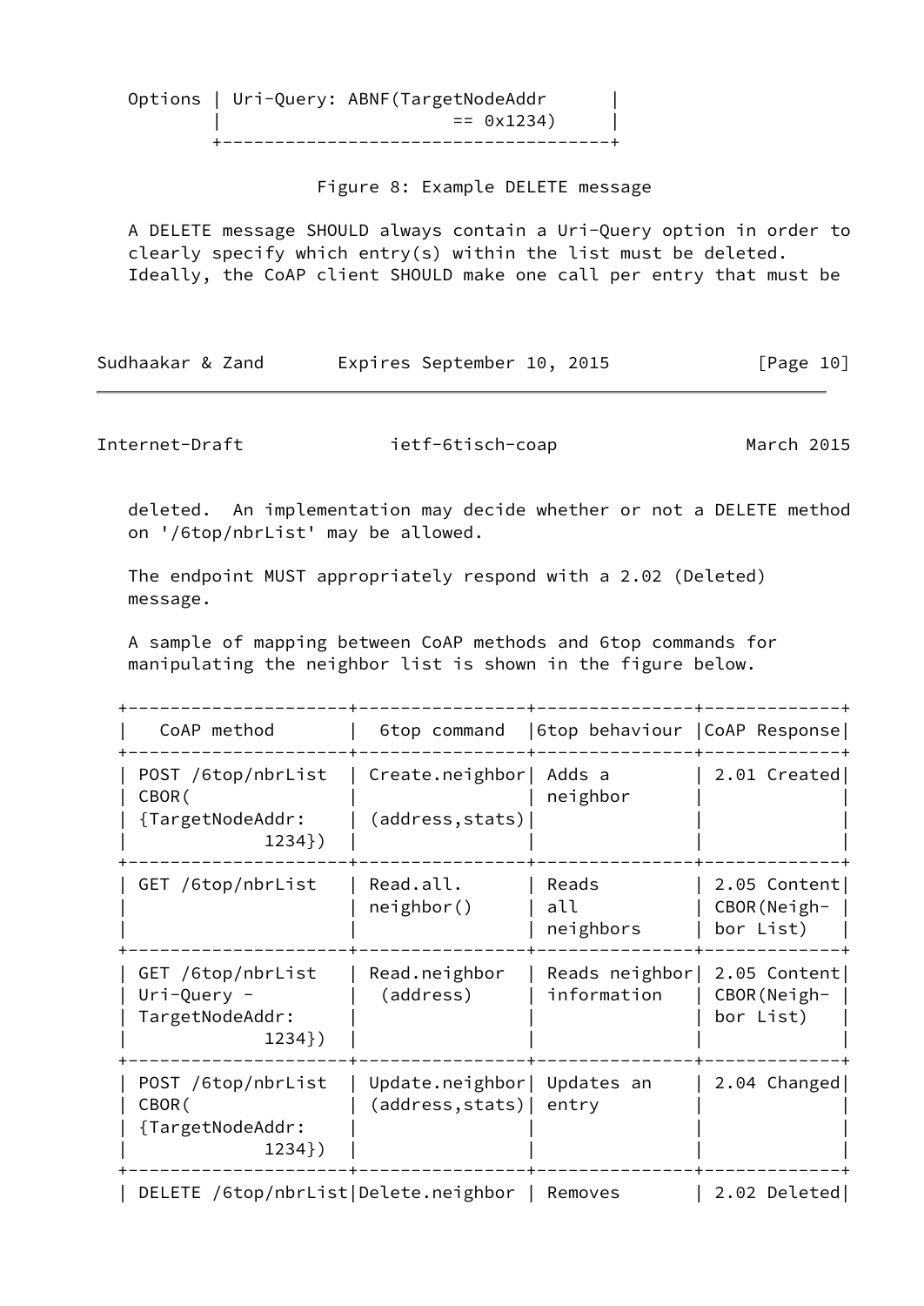```
   Options | Uri-Query: ABNF(TargetNodeAddr      |
           |                      == 0x1234)     |
           +-------------------------------------+
```

Figure 8: Example DELETE message

A DELETE message SHOULD always contain a Uri-Query option in order to clearly specify which entry(s) within the list must be deleted. Ideally, the CoAP client SHOULD make one call per entry that must be deleted. An implementation may decide whether or not a DELETE method on '/6top/nbrList' may be allowed.

The endpoint MUST appropriately respond with a 2.02 (Deleted) message.

A sample of mapping between CoAP methods and 6top commands for manipulating the neighbor list is shown in the figure below.

| CoAP method | 6top command | 6top behaviour | CoAP Response |
|---|---|---|---|
| POST /6top/nbrList CBOR( {TargetNodeAddr: 1234}) | Create.neighbor (address,stats) | Adds a neighbor | 2.01 Created |
| GET /6top/nbrList | Read.all. neighbor() | Reads all neighbors | 2.05 Content CBOR(Neigh- bor List) |
| GET /6top/nbrList Uri-Query - TargetNodeAddr: 1234}) | Read.neighbor (address) | Reads neighbor information | 2.05 Content CBOR(Neigh- bor List) |
| POST /6top/nbrList CBOR( {TargetNodeAddr: 1234}) | Update.neighbor (address,stats) | Updates an entry | 2.04 Changed |
| DELETE /6top/nbrList | Delete.neighbor | Removes | 2.02 Deleted |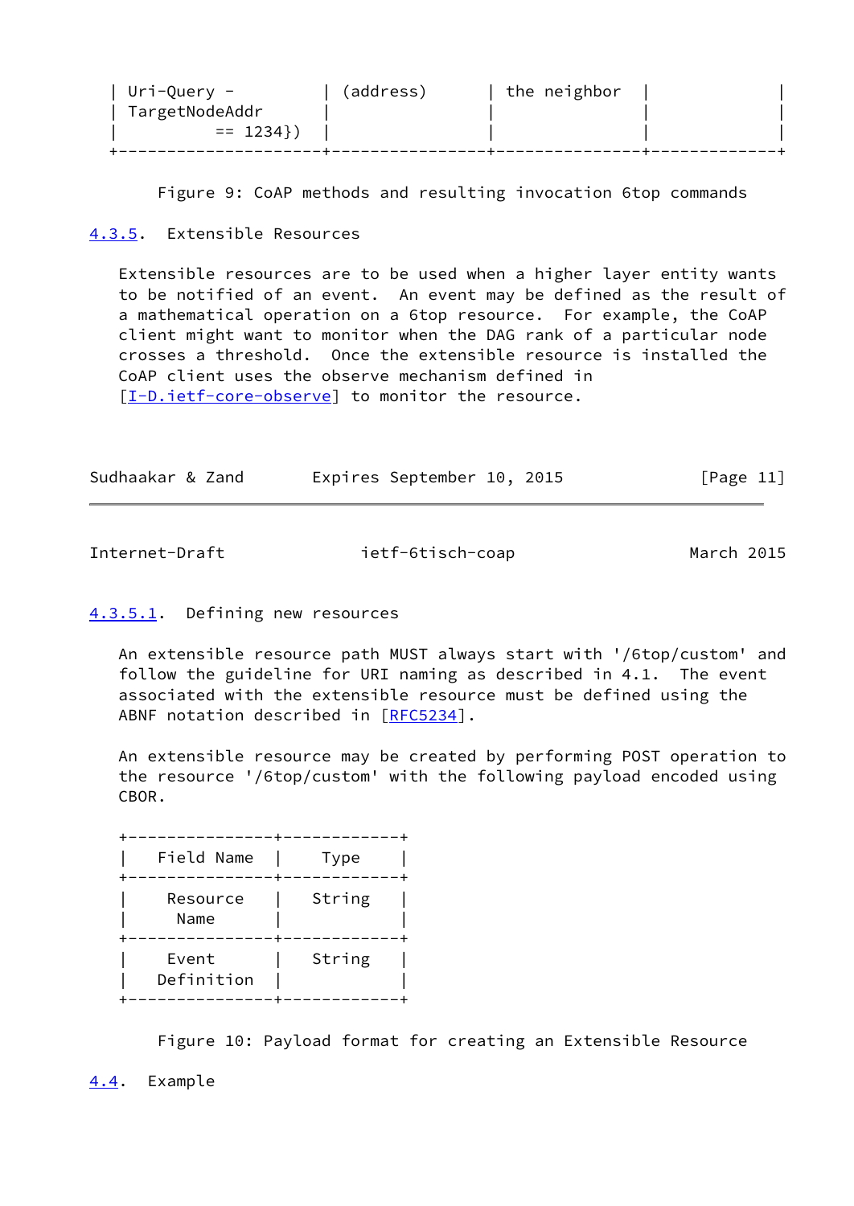| Uri-Query - TargetNodeAddr == 1234}) | (address) | the neighbor | |
|---|---|---|---|

Figure 9: CoAP methods and resulting invocation 6top commands

#### 4.3.5. Extensible Resources

Extensible resources are to be used when a higher layer entity wants to be notified of an event. An event may be defined as the result of a mathematical operation on a 6top resource. For example, the CoAP client might want to monitor when the DAG rank of a particular node crosses a threshold. Once the extensible resource is installed the CoAP client uses the observe mechanism defined in [I-D.ietf-core-observe] to monitor the resource.

##### 4.3.5.1. Defining new resources

An extensible resource path MUST always start with '/6top/custom' and follow the guideline for URI naming as described in 4.1. The event associated with the extensible resource must be defined using the ABNF notation described in [RFC5234].

An extensible resource may be created by performing POST operation to the resource '/6top/custom' with the following payload encoded using CBOR.

| Field Name | Type |
|---|---|
| Resource Name | String |
| Event Definition | String |

Figure 10: Payload format for creating an Extensible Resource

### 4.4. Example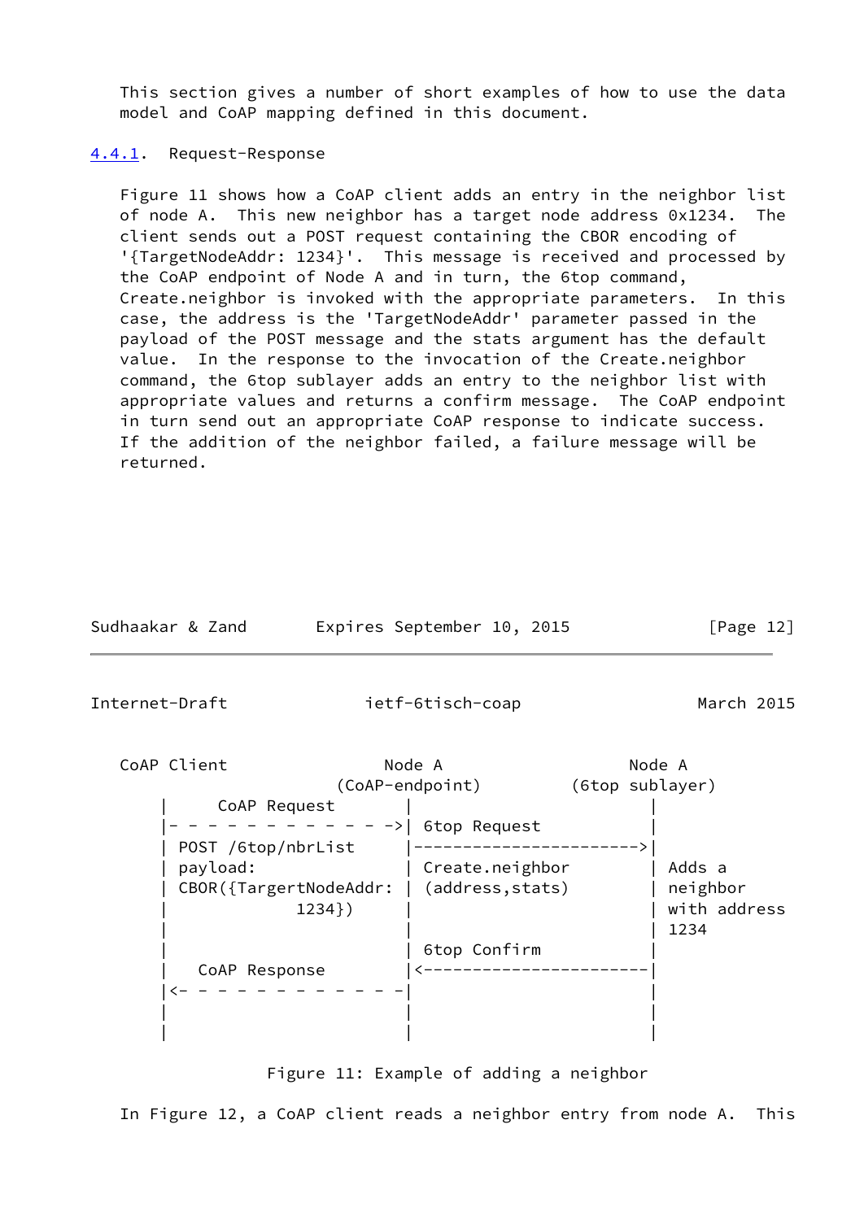This section gives a number of short examples of how to use the data model and CoAP mapping defined in this document.

### 4.4.1. Request-Response

Figure 11 shows how a CoAP client adds an entry in the neighbor list of node A. This new neighbor has a target node address 0x1234. The client sends out a POST request containing the CBOR encoding of '{TargetNodeAddr: 1234}'. This message is received and processed by the CoAP endpoint of Node A and in turn, the 6top command, Create.neighbor is invoked with the appropriate parameters. In this case, the address is the 'TargetNodeAddr' parameter passed in the payload of the POST message and the stats argument has the default value. In the response to the invocation of the Create.neighbor command, the 6top sublayer adds an entry to the neighbor list with appropriate values and returns a confirm message. The CoAP endpoint in turn send out an appropriate CoAP response to indicate success. If the addition of the neighbor failed, a failure message will be returned.

```
CoAP Client               Node A                  Node A
                      (CoAP-endpoint)        (6top sublayer)
     |     CoAP Request        |                       |
     |- - - - - - - - - - - - ->| 6top Request          |
     | POST /6top/nbrList      |---------------------->|
     | payload:                | Create.neighbor       | Adds a
     | CBOR({TargertNodeAddr:  | (address,stats)       | neighbor
     |            1234})       |                       | with address
     |                         |                       | 1234
     |                         | 6top Confirm          |
     |   CoAP Response         |<----------------------|
     |<- - - - - - - - - - - - -|                       |
     |                         |                       |
     |                         |                       |
```

Figure 11: Example of adding a neighbor

In Figure 12, a CoAP client reads a neighbor entry from node A. This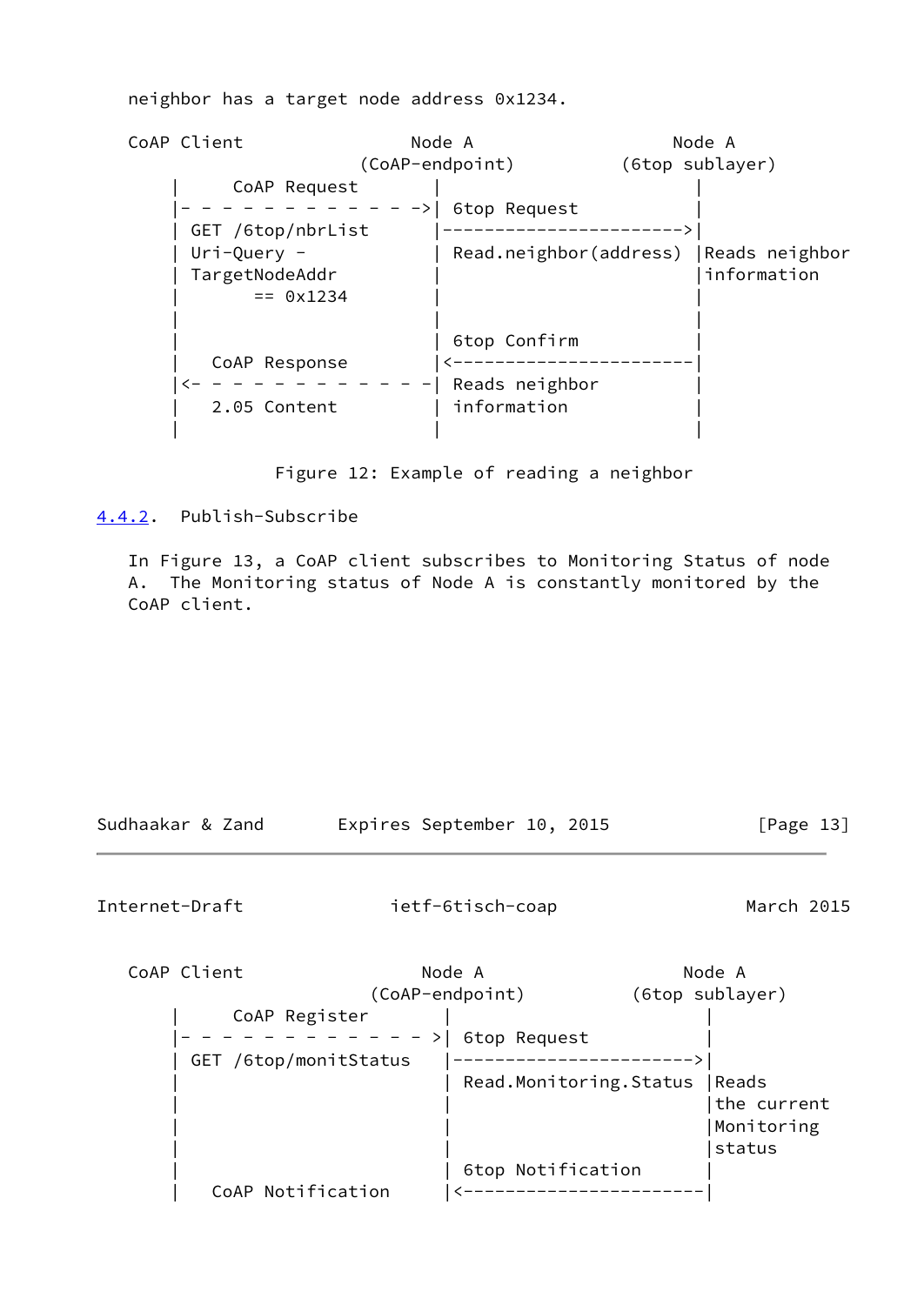neighbor has a target node address 0x1234.

```
CoAP Client                Node A                 Node A
                       (CoAP-endpoint)         (6top sublayer)
     |     CoAP Request        |                        |
     |- - - - - - - - - - - - ->| 6top Request           |
     | GET /6top/nbrList        |----------------------->|
     | Uri-Query -              | Read.neighbor(address) |Reads neighbor
     | TargetNodeAddr           |                        |information
     |       == 0x1234          |                        |
     |                          |                        |
     |                          | 6top Confirm           |
     |   CoAP Response          |<-----------------------|
     |<- - - - - - - - - - - - -| Reads neighbor         |
     |   2.05 Content           | information            |
     |                          |                        |
```

Figure 12: Example of reading a neighbor

### 4.4.2. Publish-Subscribe

In Figure 13, a CoAP client subscribes to Monitoring Status of node A. The Monitoring status of Node A is constantly monitored by the CoAP client.

```
CoAP Client                 Node A                 Node A
                        (CoAP-endpoint)         (6top sublayer)
     |     CoAP Register        |                        |
     |- - - - - - - - - - - - - >| 6top Request           |
     | GET /6top/monitStatus     |----------------------->|
     |                           | Read.Monitoring.Status |Reads
     |                           |                        |the current
     |                           |                        |Monitoring
     |                           |                        |status
     |                           | 6top Notification      |
     |   CoAP Notification       |<-----------------------|
```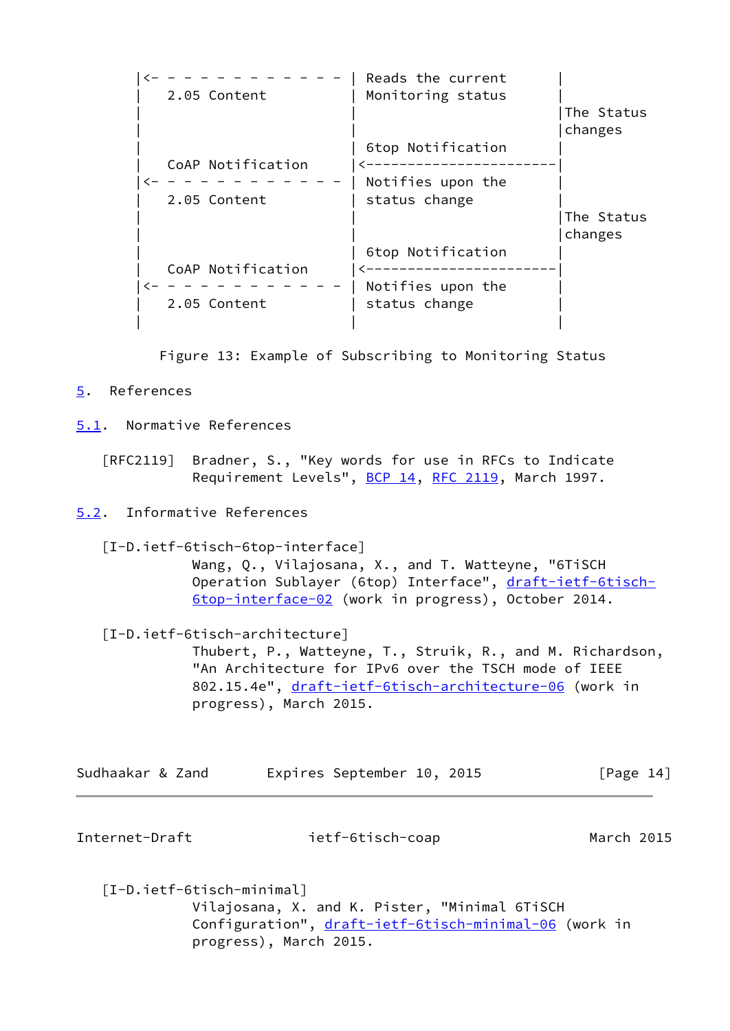```
       |<- - - - - - - - - - - - - | Reads the current        |
       |   2.05 Content            | Monitoring status        |
       |                           |                          |The Status
       |                           |                          |changes
       |                           | 6top Notification        |
       |   CoAP Notification       |<-----------------------|
       |<- - - - - - - - - - - - - | Notifies upon the        |
       |   2.05 Content            | status change            |
       |                           |                          |The Status
       |                           |                          |changes
       |                           | 6top Notification        |
       |   CoAP Notification       |<-----------------------|
       |<- - - - - - - - - - - - - | Notifies upon the        |
       |   2.05 Content            | status change            |
       |                           |                          |
```

Figure 13: Example of Subscribing to Monitoring Status

# 5. References

## 5.1. Normative References

[RFC2119] Bradner, S., "Key words for use in RFCs to Indicate Requirement Levels", BCP 14, RFC 2119, March 1997.

## 5.2. Informative References

[I-D.ietf-6tisch-6top-interface]
Wang, Q., Vilajosana, X., and T. Watteyne, "6TiSCH Operation Sublayer (6top) Interface", draft-ietf-6tisch-6top-interface-02 (work in progress), October 2014.

[I-D.ietf-6tisch-architecture]
Thubert, P., Watteyne, T., Struik, R., and M. Richardson, "An Architecture for IPv6 over the TSCH mode of IEEE 802.15.4e", draft-ietf-6tisch-architecture-06 (work in progress), March 2015.

[I-D.ietf-6tisch-minimal]
Vilajosana, X. and K. Pister, "Minimal 6TiSCH Configuration", draft-ietf-6tisch-minimal-06 (work in progress), March 2015.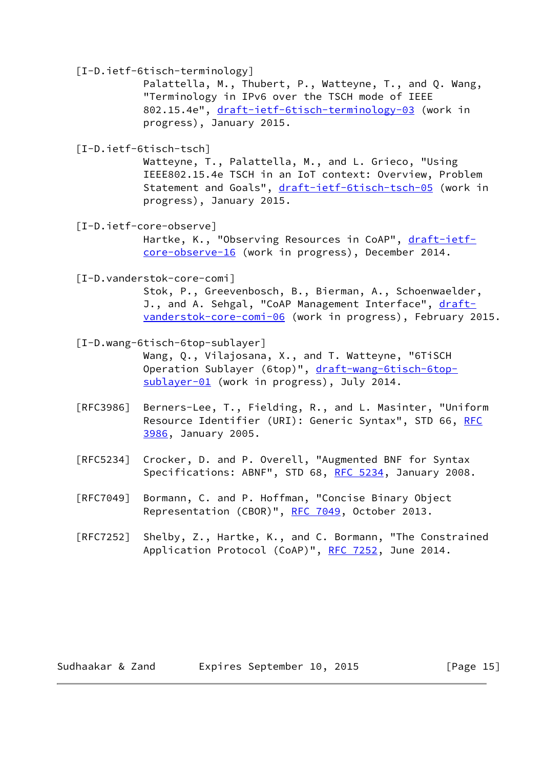[I-D.ietf-6tisch-terminology]
Palattella, M., Thubert, P., Watteyne, T., and Q. Wang, "Terminology in IPv6 over the TSCH mode of IEEE 802.15.4e", draft-ietf-6tisch-terminology-03 (work in progress), January 2015.

[I-D.ietf-6tisch-tsch]
Watteyne, T., Palattella, M., and L. Grieco, "Using IEEE802.15.4e TSCH in an IoT context: Overview, Problem Statement and Goals", draft-ietf-6tisch-tsch-05 (work in progress), January 2015.

[I-D.ietf-core-observe]
Hartke, K., "Observing Resources in CoAP", draft-ietf-core-observe-16 (work in progress), December 2014.

[I-D.vanderstok-core-comi]
Stok, P., Greevenbosch, B., Bierman, A., Schoenwaelder, J., and A. Sehgal, "CoAP Management Interface", draft-vanderstok-core-comi-06 (work in progress), February 2015.

[I-D.wang-6tisch-6top-sublayer]
Wang, Q., Vilajosana, X., and T. Watteyne, "6TiSCH Operation Sublayer (6top)", draft-wang-6tisch-6top-sublayer-01 (work in progress), July 2014.

[RFC3986] Berners-Lee, T., Fielding, R., and L. Masinter, "Uniform Resource Identifier (URI): Generic Syntax", STD 66, RFC 3986, January 2005.

[RFC5234] Crocker, D. and P. Overell, "Augmented BNF for Syntax Specifications: ABNF", STD 68, RFC 5234, January 2008.

[RFC7049] Bormann, C. and P. Hoffman, "Concise Binary Object Representation (CBOR)", RFC 7049, October 2013.

[RFC7252] Shelby, Z., Hartke, K., and C. Bormann, "The Constrained Application Protocol (CoAP)", RFC 7252, June 2014.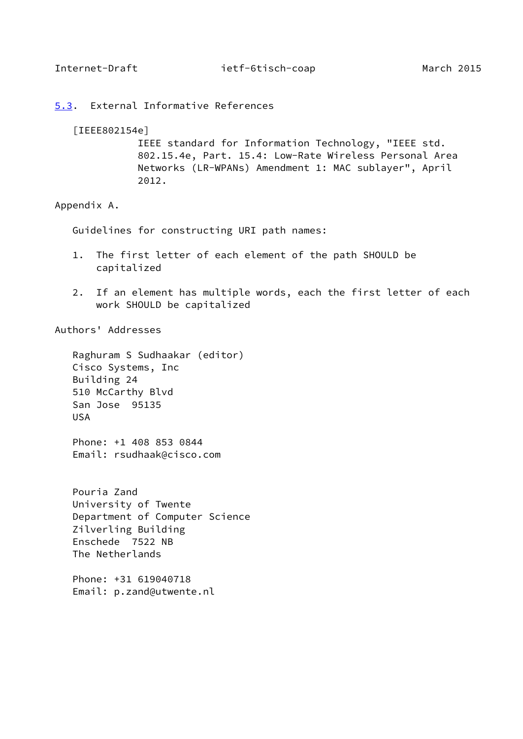### 5.3. External Informative References

[IEEE802154e]
IEEE standard for Information Technology, "IEEE std. 802.15.4e, Part. 15.4: Low-Rate Wireless Personal Area Networks (LR-WPANs) Amendment 1: MAC sublayer", April 2012.

## Appendix A.

Guidelines for constructing URI path names:

1. The first letter of each element of the path SHOULD be capitalized

2. If an element has multiple words, each the first letter of each work SHOULD be capitalized

## Authors' Addresses

Raghuram S Sudhaakar (editor)
Cisco Systems, Inc
Building 24
510 McCarthy Blvd
San Jose 95135
USA

Phone: +1 408 853 0844
Email: rsudhaak@cisco.com

Pouria Zand
University of Twente
Department of Computer Science
Zilverling Building
Enschede 7522 NB
The Netherlands

Phone: +31 619040718
Email: p.zand@utwente.nl